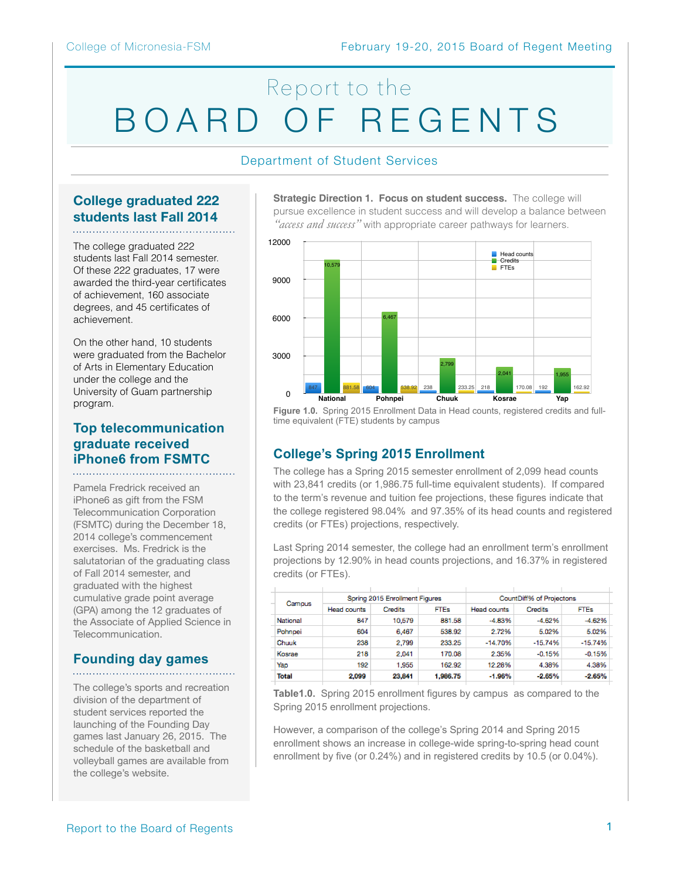// Report to the
# BOARD OF REGENTS

Department of Student Services

## College graduated 222 students last Fall 2014

The college graduated 222 students last Fall 2014 semester. Of these 222 graduates, 17 were awarded the third-year certificates of achievement, 160 associate degrees, and 45 certificates of achievement.

On the other hand, 10 students were graduated from the Bachelor of Arts in Elementary Education under the college and the University of Guam partnership program.

## Top telecommunication graduate received iPhone6 from FSMTC

Pamela Fredrick received an iPhone6 as gift from the FSM Telecommunication Corporation (FSMTC) during the December 18, 2014 college's commencement exercises. Ms. Fredrick is the salutatorian of the graduating class of Fall 2014 semester, and graduated with the highest cumulative grade point average (GPA) among the 12 graduates of the Associate of Applied Science in Telecommunication.

## Founding day games

The college's sports and recreation division of the department of student services reported the launching of the Founding Day games last January 26, 2015. The schedule of the basketball and volleyball games are available from the college's website.

**Strategic Direction 1. Focus on student success.** The college will pursue excellence in student success and will develop a balance between *"access and success"* with appropriate career pathways for learners.

**Figure 1.0.** Spring 2015 Enrollment Data in Head counts, registered credits and full-time equivalent (FTE) students by campus

## College's Spring 2015 Enrollment

The college has a Spring 2015 semester enrollment of 2,099 head counts with 23,841 credits (or 1,986.75 full-time equivalent students). If compared to the term's revenue and tuition fee projections, these figures indicate that the college registered 98.04% and 97.35% of its head counts and registered credits (or FTEs) projections, respectively.

Last Spring 2014 semester, the college had an enrollment term's enrollment projections by 12.90% in head counts projections, and 16.37% in registered credits (or FTEs).

| Campus | Spring 2015 Enrollment Figures | | | CountDiff% of Projectons | | |
|---|---|---|---|---|---|---|
| | Head counts | Credits | FTEs | Head counts | Credits | FTEs |
| National | 847 | 10,579 | 881.58 | -4.83% | -4.62% | -4.62% |
| Pohnpei | 604 | 6,467 | 538.92 | 2.72% | 5.02% | 5.02% |
| Chuuk | 238 | 2,799 | 233.25 | -14.70% | -15.74% | -15.74% |
| Kosrae | 218 | 2,041 | 170.08 | 2.35% | -0.15% | -0.15% |
| Yap | 192 | 1,955 | 162.92 | 12.28% | 4.38% | 4.38% |
| **Total** | **2,099** | **23,841** | **1,986.75** | **-1.96%** | **-2.65%** | **-2.65%** |

**Table1.0.** Spring 2015 enrollment figures by campus as compared to the Spring 2015 enrollment projections.

However, a comparison of the college's Spring 2014 and Spring 2015 enrollment shows an increase in college-wide spring-to-spring head count enrollment by five (or 0.24%) and in registered credits by 10.5 (or 0.04%).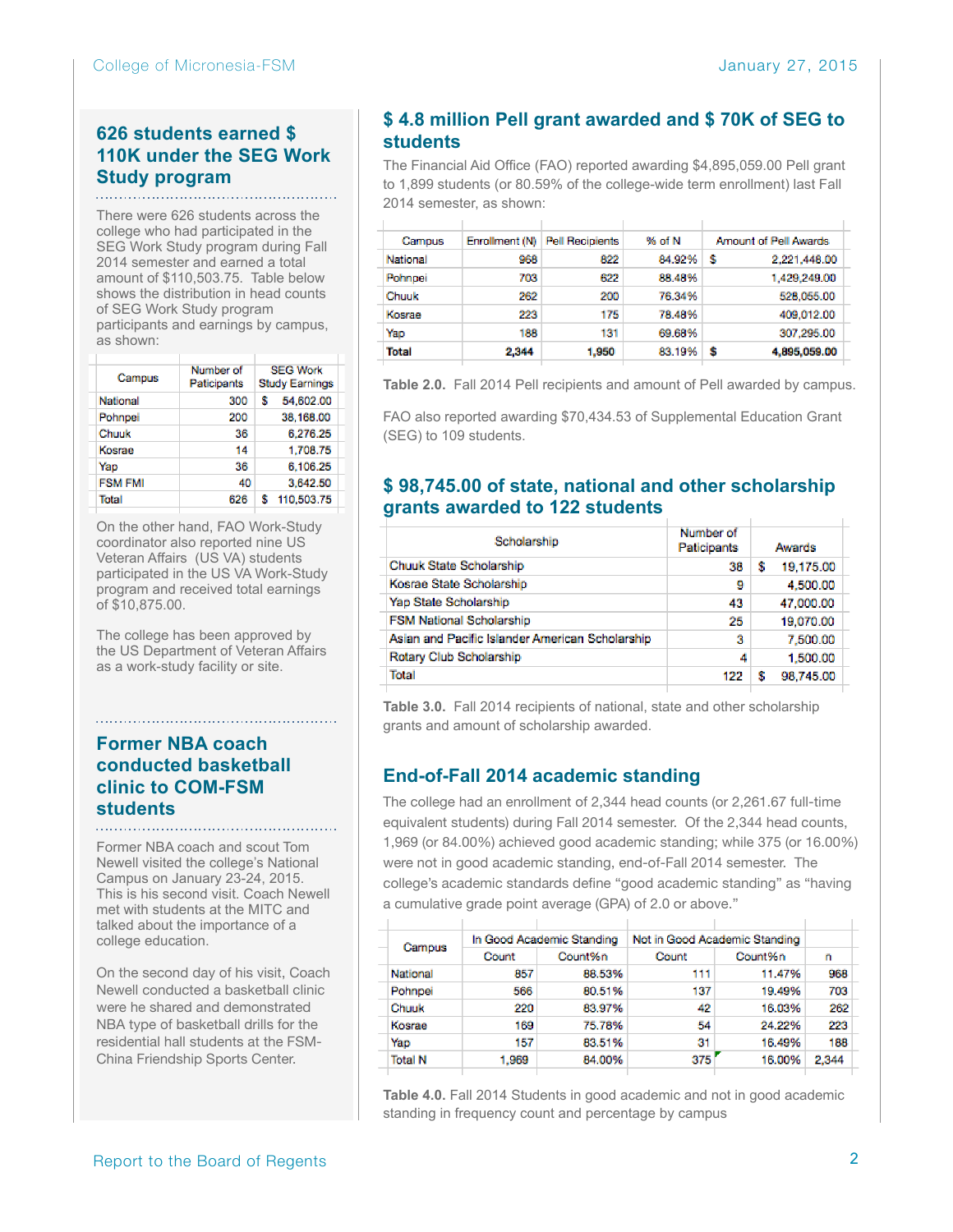## 626 students earned $ 110K under the SEG Work Study program

There were 626 students across the college who had participated in the SEG Work Study program during Fall 2014 semester and earned a total amount of $110,503.75. Table below shows the distribution in head counts of SEG Work Study program participants and earnings by campus, as shown:

| Campus | Number of Paticipants | SEG Work Study Earnings |
|---|---|---|
| National | 300 | $ 54,602.00 |
| Pohnpei | 200 | 38,168.00 |
| Chuuk | 36 | 6,276.25 |
| Kosrae | 14 | 1,708.75 |
| Yap | 36 | 6,106.25 |
| FSM FMI | 40 | 3,642.50 |
| Total | 626 | $ 110,503.75 |

On the other hand, FAO Work-Study coordinator also reported nine US Veteran Affairs (US VA) students participated in the US VA Work-Study program and received total earnings of $10,875.00.

The college has been approved by the US Department of Veteran Affairs as a work-study facility or site.

## Former NBA coach conducted basketball clinic to COM-FSM students

Former NBA coach and scout Tom Newell visited the college's National Campus on January 23-24, 2015. This is his second visit. Coach Newell met with students at the MITC and talked about the importance of a college education.

On the second day of his visit, Coach Newell conducted a basketball clinic were he shared and demonstrated NBA type of basketball drills for the residential hall students at the FSM-China Friendship Sports Center.

## $ 4.8 million Pell grant awarded and $ 70K of SEG to students

The Financial Aid Office (FAO) reported awarding $4,895,059.00 Pell grant to 1,899 students (or 80.59% of the college-wide term enrollment) last Fall 2014 semester, as shown:

| Campus | Enrollment (N) | Pell Recipients | % of N | Amount of Pell Awards |
|---|---|---|---|---|
| National | 968 | 822 | 84.92% | $ 2,221,448.00 |
| Pohnpei | 703 | 622 | 88.48% | 1,429,249.00 |
| Chuuk | 262 | 200 | 76.34% | 528,055.00 |
| Kosrae | 223 | 175 | 78.48% | 409,012.00 |
| Yap | 188 | 131 | 69.68% | 307,295.00 |
| **Total** | **2,344** | **1,950** | **83.19%** | **$ 4,895,059.00** |

**Table 2.0.** Fall 2014 Pell recipients and amount of Pell awarded by campus.

FAO also reported awarding $70,434.53 of Supplemental Education Grant (SEG) to 109 students.

## $ 98,745.00 of state, national and other scholarship grants awarded to 122 students

| Scholarship | Number of Paticipants | Awards |
|---|---|---|
| Chuuk State Scholarship | 38 | $ 19,175.00 |
| Kosrae State Scholarship | 9 | 4,500.00 |
| Yap State Scholarship | 43 | 47,000.00 |
| FSM National Scholarship | 25 | 19,070.00 |
| Asian and Pacific Islander American Scholarship | 3 | 7,500.00 |
| Rotary Club Scholarship | 4 | 1,500.00 |
| Total | 122 | $ 98,745.00 |

**Table 3.0.** Fall 2014 recipients of national, state and other scholarship grants and amount of scholarship awarded.

## End-of-Fall 2014 academic standing

The college had an enrollment of 2,344 head counts (or 2,261.67 full-time equivalent students) during Fall 2014 semester. Of the 2,344 head counts, 1,969 (or 84.00%) achieved good academic standing; while 375 (or 16.00%) were not in good academic standing, end-of-Fall 2014 semester. The college's academic standards define "good academic standing" as "having a cumulative grade point average (GPA) of 2.0 or above."

| Campus | In Good Academic Standing | | Not in Good Academic Standing | | |
|---|---|---|---|---|---|
| | Count | Count%n | Count | Count%n | n |
| National | 857 | 88.53% | 111 | 11.47% | 968 |
| Pohnpei | 566 | 80.51% | 137 | 19.49% | 703 |
| Chuuk | 220 | 83.97% | 42 | 16.03% | 262 |
| Kosrae | 169 | 75.78% | 54 | 24.22% | 223 |
| Yap | 157 | 83.51% | 31 | 16.49% | 188 |
| Total N | 1,969 | 84.00% | 375 | 16.00% | 2,344 |

**Table 4.0.** Fall 2014 Students in good academic and not in good academic standing in frequency count and percentage by campus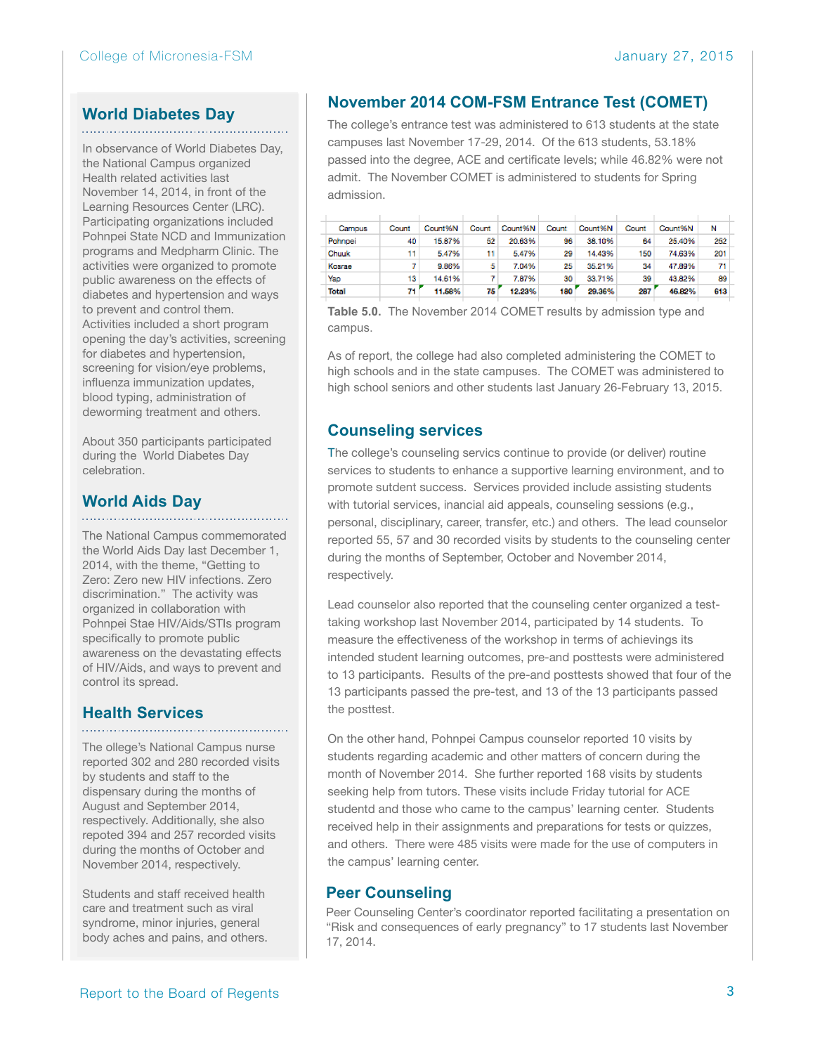## World Diabetes Day

In observance of World Diabetes Day, the National Campus organized Health related activities last November 14, 2014, in front of the Learning Resources Center (LRC). Participating organizations included Pohnpei State NCD and Immunization programs and Medpharm Clinic. The activities were organized to promote public awareness on the effects of diabetes and hypertension and ways to prevent and control them. Activities included a short program opening the day's activities, screening for diabetes and hypertension, screening for vision/eye problems, influenza immunization updates, blood typing, administration of deworming treatment and others.

About 350 participants participated during the World Diabetes Day celebration.

## World Aids Day

The National Campus commemorated the World Aids Day last December 1, 2014, with the theme, "Getting to Zero: Zero new HIV infections. Zero discrimination." The activity was organized in collaboration with Pohnpei Stae HIV/Aids/STIs program specifically to promote public awareness on the devastating effects of HIV/Aids, and ways to prevent and control its spread.

## Health Services

The ollege's National Campus nurse reported 302 and 280 recorded visits by students and staff to the dispensary during the months of August and September 2014, respectively. Additionally, she also repoted 394 and 257 recorded visits during the months of October and November 2014, respectively.

Students and staff received health care and treatment such as viral syndrome, minor injuries, general body aches and pains, and others.

## November 2014 COM-FSM Entrance Test (COMET)

The college's entrance test was administered to 613 students at the state campuses last November 17-29, 2014. Of the 613 students, 53.18% passed into the degree, ACE and certificate levels; while 46.82% were not admit. The November COMET is administered to students for Spring admission.

| Campus | Count | Count%N | Count | Count%N | Count | Count%N | Count | Count%N | N |
|---|---|---|---|---|---|---|---|---|---|
| Pohnpei | 40 | 15.87% | 52 | 20.63% | 96 | 38.10% | 64 | 25.40% | 252 |
| Chuuk | 11 | 5.47% | 11 | 5.47% | 29 | 14.43% | 150 | 74.63% | 201 |
| Kosrae | 7 | 9.86% | 5 | 7.04% | 25 | 35.21% | 34 | 47.89% | 71 |
| Yap | 13 | 14.61% | 7 | 7.87% | 30 | 33.71% | 39 | 43.82% | 89 |
| **Total** | **71** | **11.58%** | **75** | **12.23%** | **180** | **29.36%** | **287** | **46.82%** | **613** |

**Table 5.0.** The November 2014 COMET results by admission type and campus.

As of report, the college had also completed administering the COMET to high schools and in the state campuses. The COMET was administered to high school seniors and other students last January 26-February 13, 2015.

## Counseling services

The college's counseling servics continue to provide (or deliver) routine services to students to enhance a supportive learning environment, and to promote sutdent success. Services provided include assisting students with tutorial services, inancial aid appeals, counseling sessions (e.g., personal, disciplinary, career, transfer, etc.) and others. The lead counselor reported 55, 57 and 30 recorded visits by students to the counseling center during the months of September, October and November 2014, respectively.

Lead counselor also reported that the counseling center organized a test-taking workshop last November 2014, participated by 14 students. To measure the effectiveness of the workshop in terms of achievings its intended student learning outcomes, pre-and posttests were administered to 13 participants. Results of the pre-and posttests showed that four of the 13 participants passed the pre-test, and 13 of the 13 participants passed the posttest.

On the other hand, Pohnpei Campus counselor reported 10 visits by students regarding academic and other matters of concern during the month of November 2014. She further reported 168 visits by students seeking help from tutors. These visits include Friday tutorial for ACE studentd and those who came to the campus' learning center. Students received help in their assignments and preparations for tests or quizzes, and others. There were 485 visits were made for the use of computers in the campus' learning center.

## Peer Counseling

Peer Counseling Center's coordinator reported facilitating a presentation on "Risk and consequences of early pregnancy" to 17 students last November 17, 2014.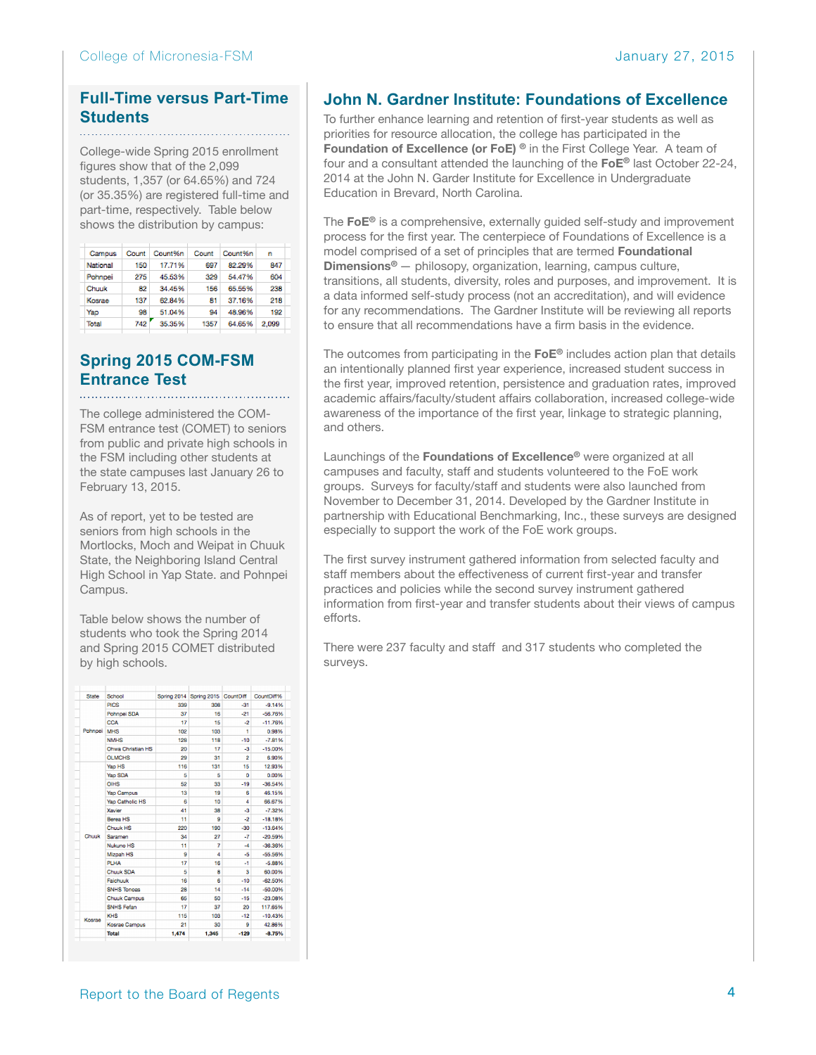## Full-Time versus Part-Time Students

College-wide Spring 2015 enrollment figures show that of the 2,099 students, 1,357 (or 64.65%) and 724 (or 35.35%) are registered full-time and part-time, respectively. Table below shows the distribution by campus:

| Campus | Count | Count%n | Count | Count%n | n |
|---|---|---|---|---|---|
| National | 150 | 17.71% | 697 | 82.29% | 847 |
| Pohnpei | 275 | 45.53% | 329 | 54.47% | 604 |
| Chuuk | 82 | 34.45% | 156 | 65.55% | 238 |
| Kosrae | 137 | 62.84% | 81 | 37.16% | 218 |
| Yap | 98 | 51.04% | 94 | 48.96% | 192 |
| Total | 742 | 35.35% | 1357 | 64.65% | 2,099 |

## Spring 2015 COM-FSM Entrance Test

The college administered the COM-FSM entrance test (COMET) to seniors from public and private high schools in the FSM including other students at the state campuses last January 26 to February 13, 2015.

As of report, yet to be tested are seniors from high schools in the Mortlocks, Moch and Weipat in Chuuk State, the Neighboring Island Central High School in Yap State. and Pohnpei Campus.

Table below shows the number of students who took the Spring 2014 and Spring 2015 COMET distributed by high schools.

| State | School | Spring 2014 | Spring 2015 | CountDiff | CountDiff% |
|---|---|---|---|---|---|
| Pohnpei | PICS | 339 | 308 | -31 | -9.14% |
| | Pohnpei SDA | 37 | 16 | -21 | -56.76% |
| | CCA | 17 | 15 | -2 | -11.76% |
| | MHS | 102 | 103 | 1 | 0.98% |
| | NMHS | 128 | 118 | -10 | -7.81% |
| | Ohwa Christian HS | 20 | 17 | -3 | -15.00% |
| | OLMCHS | 29 | 31 | 2 | 6.90% |
| | Yap HS | 116 | 131 | 15 | 12.93% |
| | Yap SDA | 5 | 5 | 0 | 0.00% |
| | OIHS | 52 | 33 | -19 | -36.54% |
| | Yap Campus | 13 | 19 | 6 | 46.15% |
| | Yap Catholic HS | 6 | 10 | 4 | 66.67% |
| Chuuk | Xavier | 41 | 38 | -3 | -7.32% |
| | Berea HS | 11 | 9 | -2 | -18.18% |
| | Chuuk HS | 220 | 190 | -30 | -13.64% |
| | Saramen | 34 | 27 | -7 | -20.59% |
| | Nukuno HS | 11 | 7 | -4 | -36.36% |
| | Mizpah HS | 9 | 4 | -5 | -55.56% |
| | PLHA | 17 | 16 | -1 | -5.88% |
| | Chuuk SDA | 5 | 8 | 3 | 60.00% |
| | Faichuuk | 16 | 6 | -10 | -62.50% |
| | SNHS Tonoas | 28 | 14 | -14 | -50.00% |
| | Chuuk Campus | 65 | 50 | -15 | -23.08% |
| | SNHS Fefan | 17 | 37 | 20 | 117.65% |
| Kosrae | KHS | 115 | 103 | -12 | -10.43% |
| | Kosrae Campus | 21 | 30 | 9 | 42.86% |
| | Total | 1,474 | 1,345 | -129 | -8.75% |

## John N. Gardner Institute: Foundations of Excellence

To further enhance learning and retention of first-year students as well as priorities for resource allocation, the college has participated in the **Foundation of Excellence (or FoE)** ® in the First College Year. A team of four and a consultant attended the launching of the **FoE**® last October 22-24, 2014 at the John N. Garder Institute for Excellence in Undergraduate Education in Brevard, North Carolina.

The **FoE**® is a comprehensive, externally guided self-study and improvement process for the first year. The centerpiece of Foundations of Excellence is a model comprised of a set of principles that are termed **Foundational Dimensions**® — philosopy, organization, learning, campus culture, transitions, all students, diversity, roles and purposes, and improvement. It is a data informed self-study process (not an accreditation), and will evidence for any recommendations. The Gardner Institute will be reviewing all reports to ensure that all recommendations have a firm basis in the evidence.

The outcomes from participating in the **FoE**® includes action plan that details an intentionally planned first year experience, increased student success in the first year, improved retention, persistence and graduation rates, improved academic affairs/faculty/student affairs collaboration, increased college-wide awareness of the importance of the first year, linkage to strategic planning, and others.

Launchings of the **Foundations of Excellence**® were organized at all campuses and faculty, staff and students volunteered to the FoE work groups. Surveys for faculty/staff and students were also launched from November to December 31, 2014. Developed by the Gardner Institute in partnership with Educational Benchmarking, Inc., these surveys are designed especially to support the work of the FoE work groups.

The first survey instrument gathered information from selected faculty and staff members about the effectiveness of current first-year and transfer practices and policies while the second survey instrument gathered information from first-year and transfer students about their views of campus efforts.

There were 237 faculty and staff and 317 students who completed the surveys.